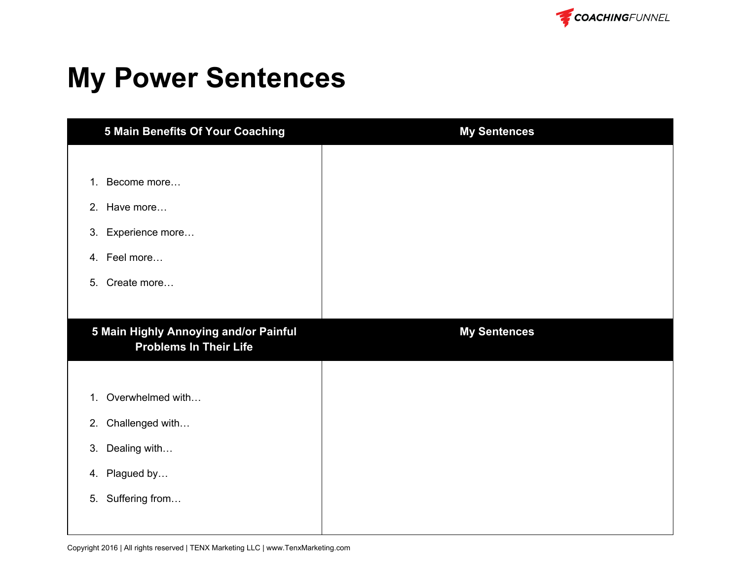# My Power Sentences

| 5 Main Benefits Of Your Coaching | My Sentences |
| --- | --- |
| 1. Become more…<br>2. Have more…<br>3. Experience more…<br>4. Feel more…<br>5. Create more… | |
| **5 Main Highly Annoying and/or Painful Problems In Their Life** | **My Sentences** |
| 1. Overwhelmed with…<br>2. Challenged with…<br>3. Dealing with…<br>4. Plagued by…<br>5. Suffering from… | |

Copyright 2016 | All rights reserved | TENX Marketing LLC | www.TenxMarketing.com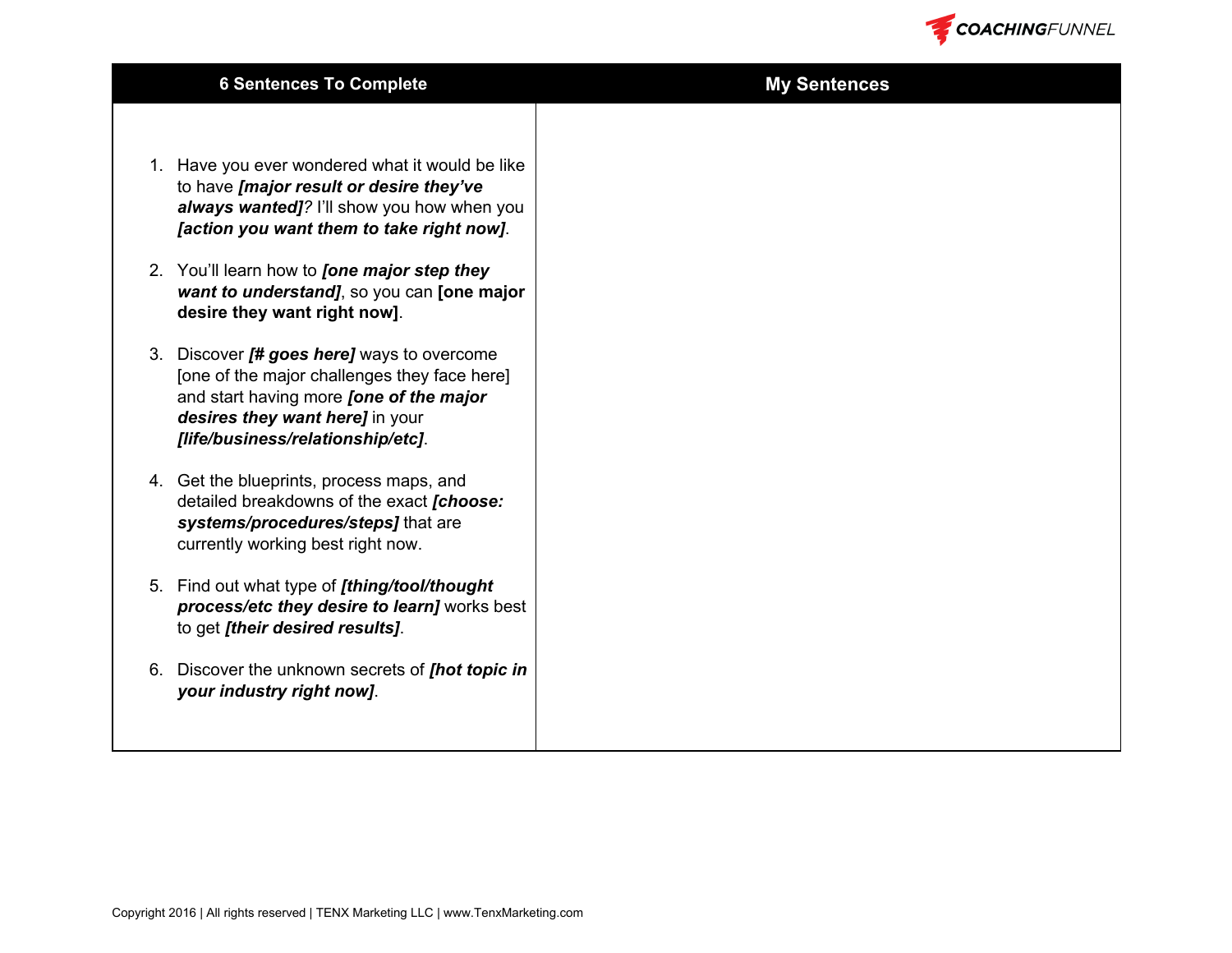| 6 Sentences To Complete | My Sentences |
|---|---|
| 1. Have you ever wondered what it would be like to have ***[major result or desire they've always wanted]****?* I'll show you how when you ***[action you want them to take right now]***.<br><br>2. You'll learn how to ***[one major step they want to understand]***, so you can **[one major desire they want right now]**.<br><br>3. Discover ***[# goes here]*** ways to overcome [one of the major challenges they face here] and start having more ***[one of the major desires they want here]*** in your ***[life/business/relationship/etc]***.<br><br>4. Get the blueprints, process maps, and detailed breakdowns of the exact ***[choose: systems/procedures/steps]*** that are currently working best right now.<br><br>5. Find out what type of ***[thing/tool/thought process/etc they desire to learn]*** works best to get ***[their desired results]***.<br><br>6. Discover the unknown secrets of ***[hot topic in your industry right now]***. | |

Copyright 2016 | All rights reserved | TENX Marketing LLC | www.TenxMarketing.com